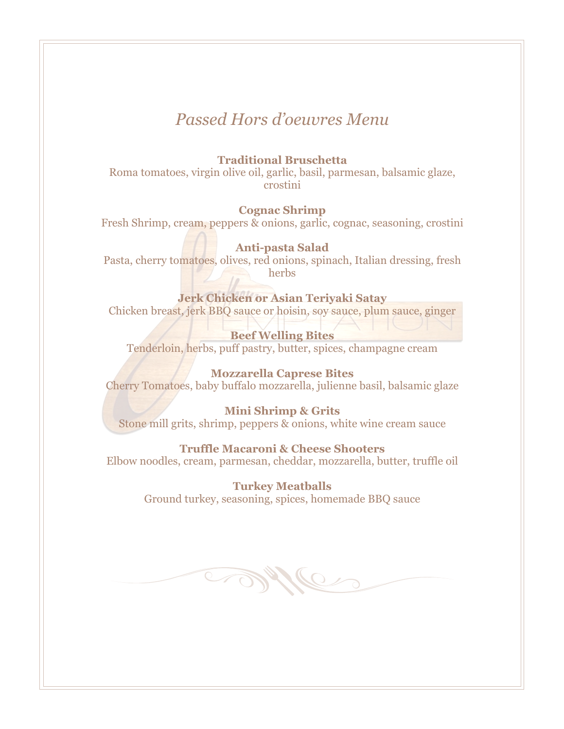# *Passed Hors d'oeuvres Menu*

**Traditional Bruschetta**
Roma tomatoes, virgin olive oil, garlic, basil, parmesan, balsamic glaze, crostini

**Cognac Shrimp**
Fresh Shrimp, cream, peppers & onions, garlic, cognac, seasoning, crostini

**Anti-pasta Salad**
Pasta, cherry tomatoes, olives, red onions, spinach, Italian dressing, fresh herbs

**Jerk Chicken or Asian Teriyaki Satay**
Chicken breast, jerk BBQ sauce or hoisin, soy sauce, plum sauce, ginger

**Beef Welling Bites**
Tenderloin, herbs, puff pastry, butter, spices, champagne cream

**Mozzarella Caprese Bites**
Cherry Tomatoes, baby buffalo mozzarella, julienne basil, balsamic glaze

**Mini Shrimp & Grits**
Stone mill grits, shrimp, peppers & onions, white wine cream sauce

**Truffle Macaroni & Cheese Shooters**
Elbow noodles, cream, parmesan, cheddar, mozzarella, butter, truffle oil

**Turkey Meatballs**
Ground turkey, seasoning, spices, homemade BBQ sauce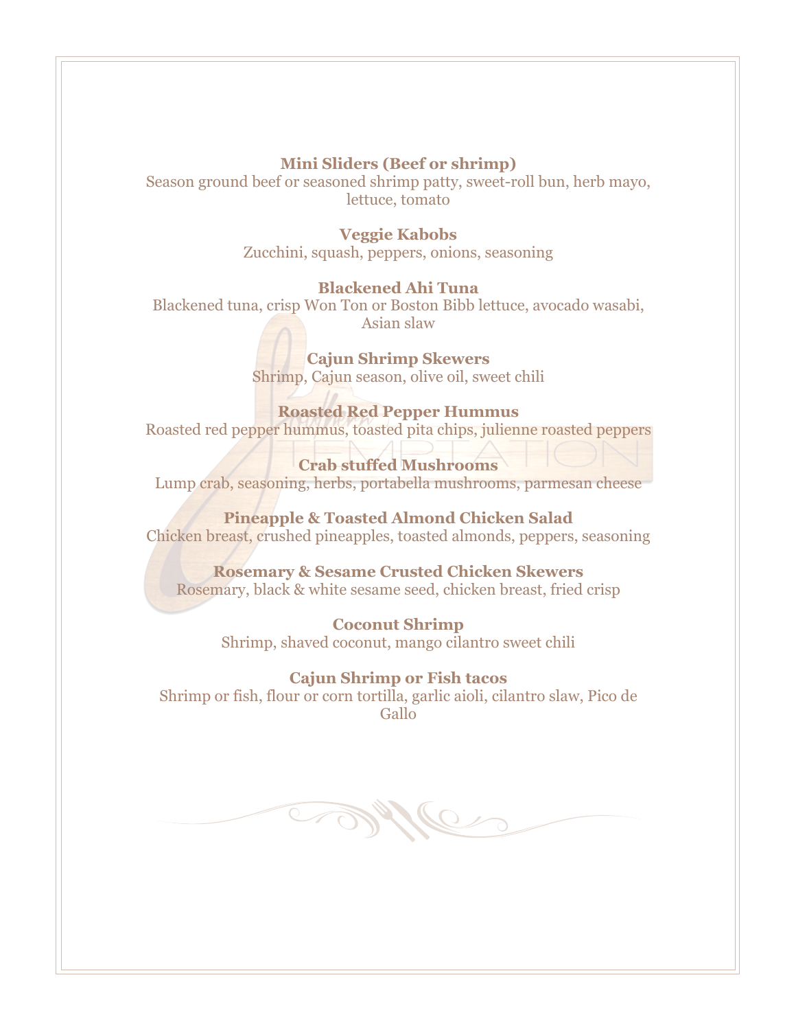**Mini Sliders (Beef or shrimp)**
Season ground beef or seasoned shrimp patty, sweet-roll bun, herb mayo, lettuce, tomato

**Veggie Kabobs**
Zucchini, squash, peppers, onions, seasoning

**Blackened Ahi Tuna**
Blackened tuna, crisp Won Ton or Boston Bibb lettuce, avocado wasabi, Asian slaw

**Cajun Shrimp Skewers**
Shrimp, Cajun season, olive oil, sweet chili

**Roasted Red Pepper Hummus**
Roasted red pepper hummus, toasted pita chips, julienne roasted peppers

**Crab stuffed Mushrooms**
Lump crab, seasoning, herbs, portabella mushrooms, parmesan cheese

**Pineapple & Toasted Almond Chicken Salad**
Chicken breast, crushed pineapples, toasted almonds, peppers, seasoning

**Rosemary & Sesame Crusted Chicken Skewers**
Rosemary, black & white sesame seed, chicken breast, fried crisp

**Coconut Shrimp**
Shrimp, shaved coconut, mango cilantro sweet chili

**Cajun Shrimp or Fish tacos**
Shrimp or fish, flour or corn tortilla, garlic aioli, cilantro slaw, Pico de Gallo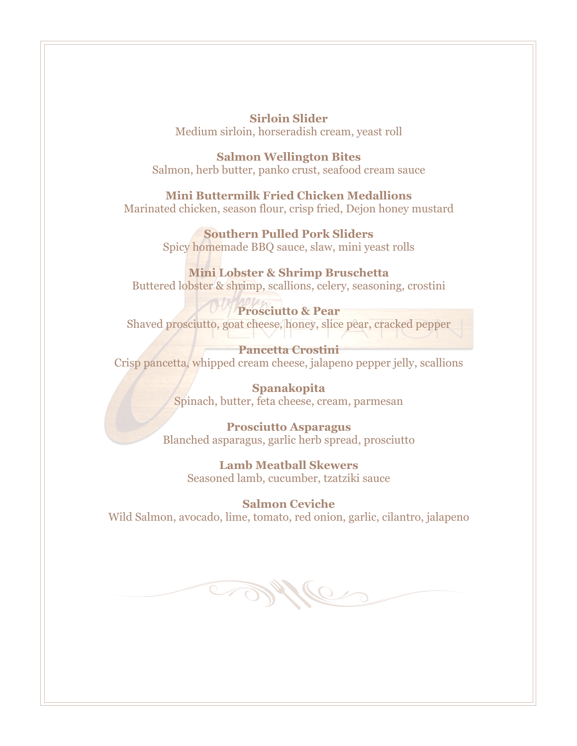**Sirloin Slider**
Medium sirloin, horseradish cream, yeast roll

**Salmon Wellington Bites**
Salmon, herb butter, panko crust, seafood cream sauce

**Mini Buttermilk Fried Chicken Medallions**
Marinated chicken, season flour, crisp fried, Dejon honey mustard

**Southern Pulled Pork Sliders**
Spicy homemade BBQ sauce, slaw, mini yeast rolls

**Mini Lobster & Shrimp Bruschetta**
Buttered lobster & shrimp, scallions, celery, seasoning, crostini

**Prosciutto & Pear**
Shaved prosciutto, goat cheese, honey, slice pear, cracked pepper

**Pancetta Crostini**
Crisp pancetta, whipped cream cheese, jalapeno pepper jelly, scallions

**Spanakopita**
Spinach, butter, feta cheese, cream, parmesan

**Prosciutto Asparagus**
Blanched asparagus, garlic herb spread, prosciutto

**Lamb Meatball Skewers**
Seasoned lamb, cucumber, tzatziki sauce

**Salmon Ceviche**
Wild Salmon, avocado, lime, tomato, red onion, garlic, cilantro, jalapeno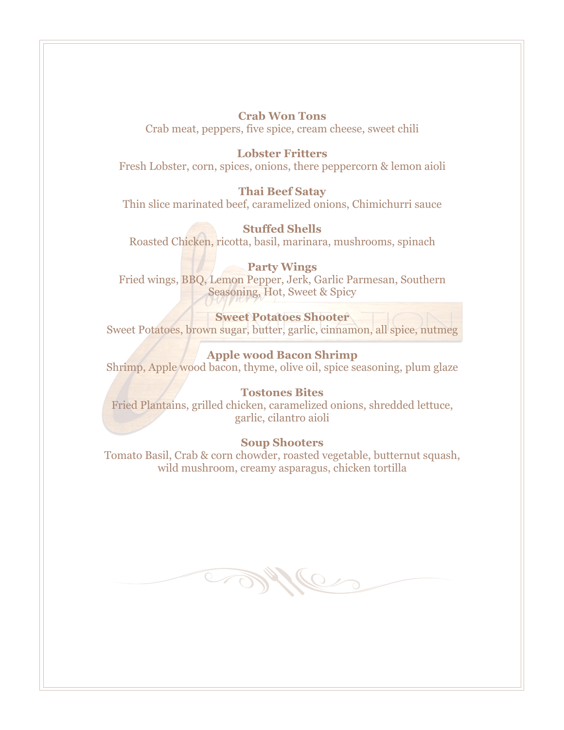**Crab Won Tons**
Crab meat, peppers, five spice, cream cheese, sweet chili

**Lobster Fritters**
Fresh Lobster, corn, spices, onions, there peppercorn & lemon aioli

**Thai Beef Satay**
Thin slice marinated beef, caramelized onions, Chimichurri sauce

**Stuffed Shells**
Roasted Chicken, ricotta, basil, marinara, mushrooms, spinach

**Party Wings**
Fried wings, BBQ, Lemon Pepper, Jerk, Garlic Parmesan, Southern Seasoning, Hot, Sweet & Spicy

**Sweet Potatoes Shooter**
Sweet Potatoes, brown sugar, butter, garlic, cinnamon, all spice, nutmeg

**Apple wood Bacon Shrimp**
Shrimp, Apple wood bacon, thyme, olive oil, spice seasoning, plum glaze

**Tostones Bites**
Fried Plantains, grilled chicken, caramelized onions, shredded lettuce, garlic, cilantro aioli

**Soup Shooters**
Tomato Basil, Crab & corn chowder, roasted vegetable, butternut squash, wild mushroom, creamy asparagus, chicken tortilla